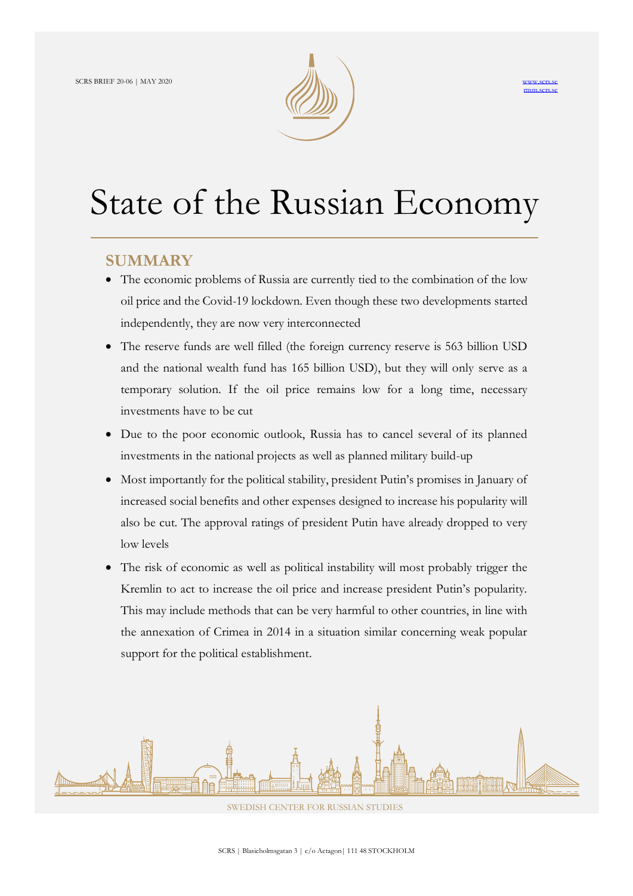SCRS BRIEF 20-06 | MAY 2020

www.scrs.se
rmm.scrs.se

# State of the Russian Economy

## SUMMARY

- The economic problems of Russia are currently tied to the combination of the low oil price and the Covid-19 lockdown. Even though these two developments started independently, they are now very interconnected
- The reserve funds are well filled (the foreign currency reserve is 563 billion USD and the national wealth fund has 165 billion USD), but they will only serve as a temporary solution. If the oil price remains low for a long time, necessary investments have to be cut
- Due to the poor economic outlook, Russia has to cancel several of its planned investments in the national projects as well as planned military build-up
- Most importantly for the political stability, president Putin's promises in January of increased social benefits and other expenses designed to increase his popularity will also be cut. The approval ratings of president Putin have already dropped to very low levels
- The risk of economic as well as political instability will most probably trigger the Kremlin to act to increase the oil price and increase president Putin's popularity. This may include methods that can be very harmful to other countries, in line with the annexation of Crimea in 2014 in a situation similar concerning weak popular support for the political establishment.

SWEDISH CENTER FOR RUSSIAN STUDIES

SCRS | Blasieholmsgatan 3 | c/o Actagon| 111 48 STOCKHOLM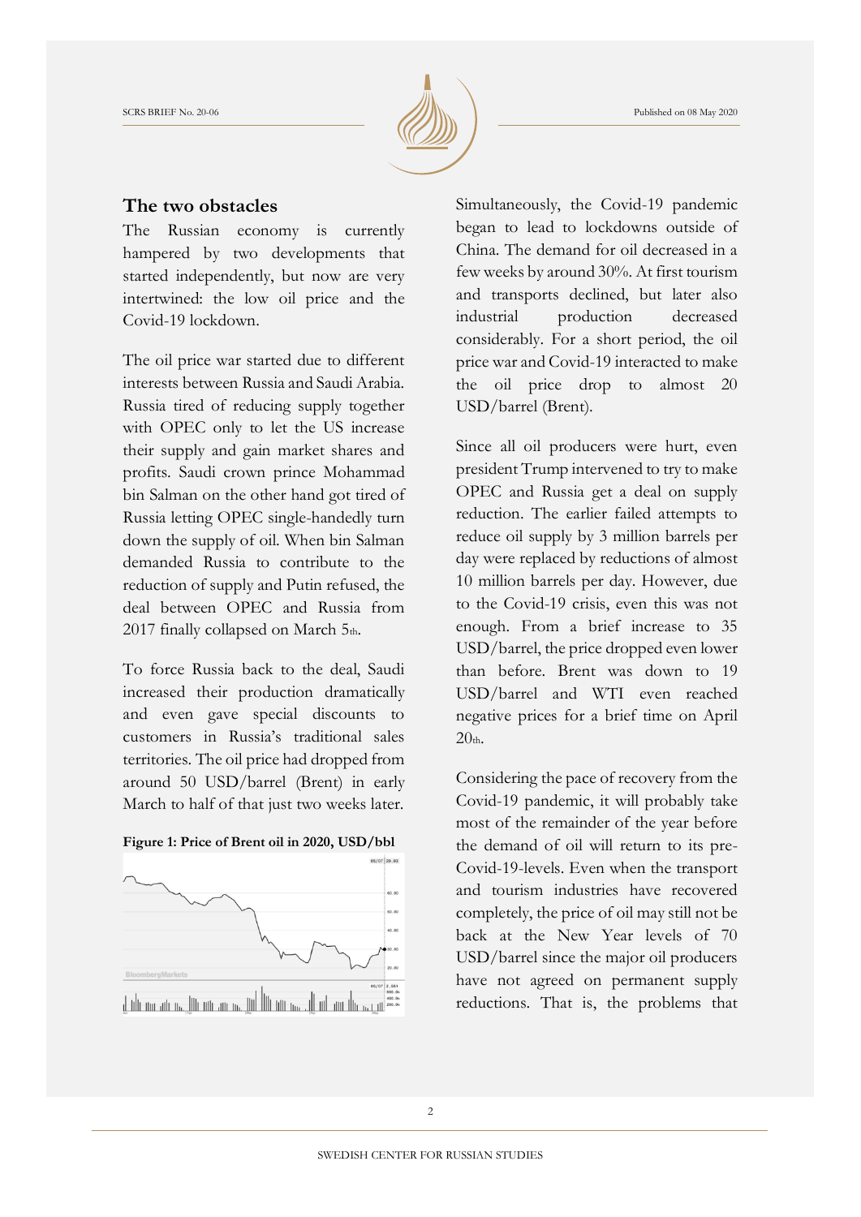## The two obstacles

The Russian economy is currently hampered by two developments that started independently, but now are very intertwined: the low oil price and the Covid-19 lockdown.

The oil price war started due to different interests between Russia and Saudi Arabia. Russia tired of reducing supply together with OPEC only to let the US increase their supply and gain market shares and profits. Saudi crown prince Mohammad bin Salman on the other hand got tired of Russia letting OPEC single-handedly turn down the supply of oil. When bin Salman demanded Russia to contribute to the reduction of supply and Putin refused, the deal between OPEC and Russia from 2017 finally collapsed on March 5th.

To force Russia back to the deal, Saudi increased their production dramatically and even gave special discounts to customers in Russia's traditional sales territories. The oil price had dropped from around 50 USD/barrel (Brent) in early March to half of that just two weeks later.

**Figure 1: Price of Brent oil in 2020, USD/bbl**

Simultaneously, the Covid-19 pandemic began to lead to lockdowns outside of China. The demand for oil decreased in a few weeks by around 30%. At first tourism and transports declined, but later also industrial production decreased considerably. For a short period, the oil price war and Covid-19 interacted to make the oil price drop to almost 20 USD/barrel (Brent).

Since all oil producers were hurt, even president Trump intervened to try to make OPEC and Russia get a deal on supply reduction. The earlier failed attempts to reduce oil supply by 3 million barrels per day were replaced by reductions of almost 10 million barrels per day. However, due to the Covid-19 crisis, even this was not enough. From a brief increase to 35 USD/barrel, the price dropped even lower than before. Brent was down to 19 USD/barrel and WTI even reached negative prices for a brief time on April 20th.

Considering the pace of recovery from the Covid-19 pandemic, it will probably take most of the remainder of the year before the demand of oil will return to its pre-Covid-19-levels. Even when the transport and tourism industries have recovered completely, the price of oil may still not be back at the New Year levels of 70 USD/barrel since the major oil producers have not agreed on permanent supply reductions. That is, the problems that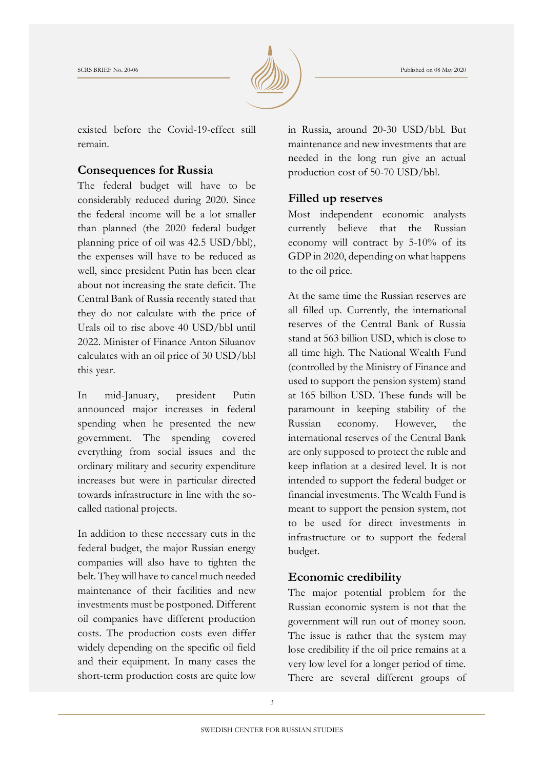existed before the Covid-19-effect still remain.

## Consequences for Russia

The federal budget will have to be considerably reduced during 2020. Since the federal income will be a lot smaller than planned (the 2020 federal budget planning price of oil was 42.5 USD/bbl), the expenses will have to be reduced as well, since president Putin has been clear about not increasing the state deficit. The Central Bank of Russia recently stated that they do not calculate with the price of Urals oil to rise above 40 USD/bbl until 2022. Minister of Finance Anton Siluanov calculates with an oil price of 30 USD/bbl this year.

In mid-January, president Putin announced major increases in federal spending when he presented the new government. The spending covered everything from social issues and the ordinary military and security expenditure increases but were in particular directed towards infrastructure in line with the so-called national projects.

In addition to these necessary cuts in the federal budget, the major Russian energy companies will also have to tighten the belt. They will have to cancel much needed maintenance of their facilities and new investments must be postponed. Different oil companies have different production costs. The production costs even differ widely depending on the specific oil field and their equipment. In many cases the short-term production costs are quite low in Russia, around 20-30 USD/bbl. But maintenance and new investments that are needed in the long run give an actual production cost of 50-70 USD/bbl.

## Filled up reserves

Most independent economic analysts currently believe that the Russian economy will contract by 5-10% of its GDP in 2020, depending on what happens to the oil price.

At the same time the Russian reserves are all filled up. Currently, the international reserves of the Central Bank of Russia stand at 563 billion USD, which is close to all time high. The National Wealth Fund (controlled by the Ministry of Finance and used to support the pension system) stand at 165 billion USD. These funds will be paramount in keeping stability of the Russian economy. However, the international reserves of the Central Bank are only supposed to protect the ruble and keep inflation at a desired level. It is not intended to support the federal budget or financial investments. The Wealth Fund is meant to support the pension system, not to be used for direct investments in infrastructure or to support the federal budget.

## Economic credibility

The major potential problem for the Russian economic system is not that the government will run out of money soon. The issue is rather that the system may lose credibility if the oil price remains at a very low level for a longer period of time. There are several different groups of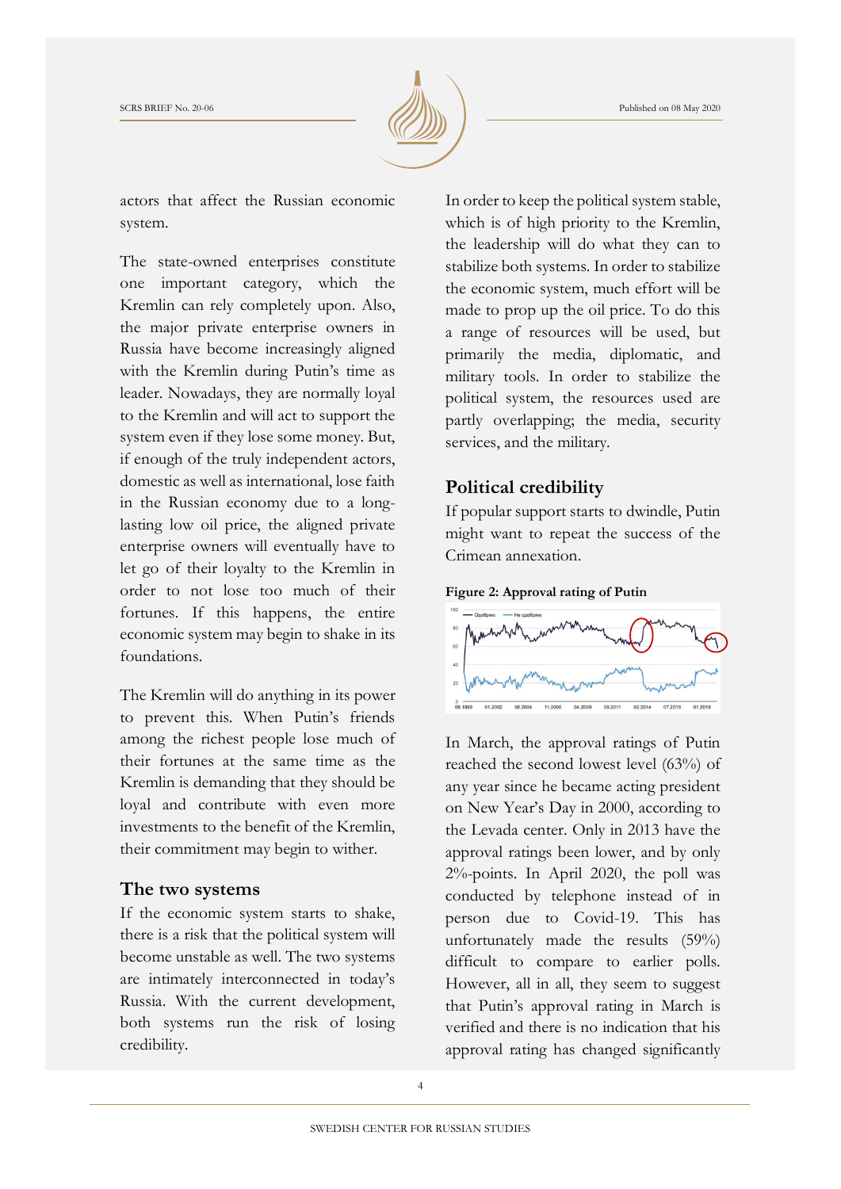actors that affect the Russian economic system.

The state-owned enterprises constitute one important category, which the Kremlin can rely completely upon. Also, the major private enterprise owners in Russia have become increasingly aligned with the Kremlin during Putin's time as leader. Nowadays, they are normally loyal to the Kremlin and will act to support the system even if they lose some money. But, if enough of the truly independent actors, domestic as well as international, lose faith in the Russian economy due to a long-lasting low oil price, the aligned private enterprise owners will eventually have to let go of their loyalty to the Kremlin in order to not lose too much of their fortunes. If this happens, the entire economic system may begin to shake in its foundations.

The Kremlin will do anything in its power to prevent this. When Putin's friends among the richest people lose much of their fortunes at the same time as the Kremlin is demanding that they should be loyal and contribute with even more investments to the benefit of the Kremlin, their commitment may begin to wither.

## The two systems

If the economic system starts to shake, there is a risk that the political system will become unstable as well. The two systems are intimately interconnected in today's Russia. With the current development, both systems run the risk of losing credibility.

In order to keep the political system stable, which is of high priority to the Kremlin, the leadership will do what they can to stabilize both systems. In order to stabilize the economic system, much effort will be made to prop up the oil price. To do this a range of resources will be used, but primarily the media, diplomatic, and military tools. In order to stabilize the political system, the resources used are partly overlapping; the media, security services, and the military.

## Political credibility

If popular support starts to dwindle, Putin might want to repeat the success of the Crimean annexation.

**Figure 2: Approval rating of Putin**

In March, the approval ratings of Putin reached the second lowest level (63%) of any year since he became acting president on New Year's Day in 2000, according to the Levada center. Only in 2013 have the approval ratings been lower, and by only 2%-points. In April 2020, the poll was conducted by telephone instead of in person due to Covid-19. This has unfortunately made the results (59%) difficult to compare to earlier polls. However, all in all, they seem to suggest that Putin's approval rating in March is verified and there is no indication that his approval rating has changed significantly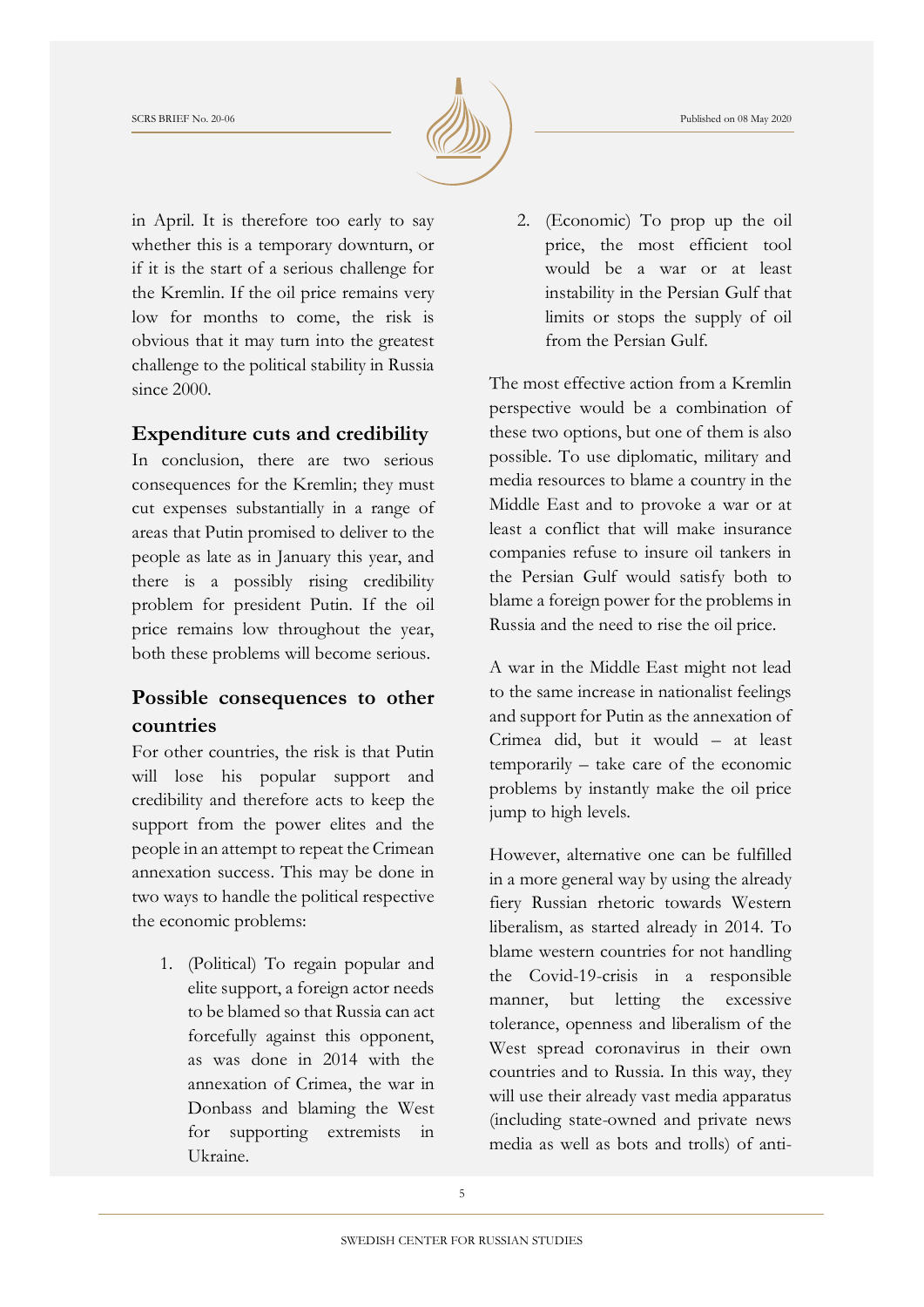in April. It is therefore too early to say whether this is a temporary downturn, or if it is the start of a serious challenge for the Kremlin. If the oil price remains very low for months to come, the risk is obvious that it may turn into the greatest challenge to the political stability in Russia since 2000.

## Expenditure cuts and credibility

In conclusion, there are two serious consequences for the Kremlin; they must cut expenses substantially in a range of areas that Putin promised to deliver to the people as late as in January this year, and there is a possibly rising credibility problem for president Putin. If the oil price remains low throughout the year, both these problems will become serious.

## Possible consequences to other countries

For other countries, the risk is that Putin will lose his popular support and credibility and therefore acts to keep the support from the power elites and the people in an attempt to repeat the Crimean annexation success. This may be done in two ways to handle the political respective the economic problems:

1. (Political) To regain popular and elite support, a foreign actor needs to be blamed so that Russia can act forcefully against this opponent, as was done in 2014 with the annexation of Crimea, the war in Donbass and blaming the West for supporting extremists in Ukraine.
2. (Economic) To prop up the oil price, the most efficient tool would be a war or at least instability in the Persian Gulf that limits or stops the supply of oil from the Persian Gulf.

The most effective action from a Kremlin perspective would be a combination of these two options, but one of them is also possible. To use diplomatic, military and media resources to blame a country in the Middle East and to provoke a war or at least a conflict that will make insurance companies refuse to insure oil tankers in the Persian Gulf would satisfy both to blame a foreign power for the problems in Russia and the need to rise the oil price.

A war in the Middle East might not lead to the same increase in nationalist feelings and support for Putin as the annexation of Crimea did, but it would – at least temporarily – take care of the economic problems by instantly make the oil price jump to high levels.

However, alternative one can be fulfilled in a more general way by using the already fiery Russian rhetoric towards Western liberalism, as started already in 2014. To blame western countries for not handling the Covid-19-crisis in a responsible manner, but letting the excessive tolerance, openness and liberalism of the West spread coronavirus in their own countries and to Russia. In this way, they will use their already vast media apparatus (including state-owned and private news media as well as bots and trolls) of anti-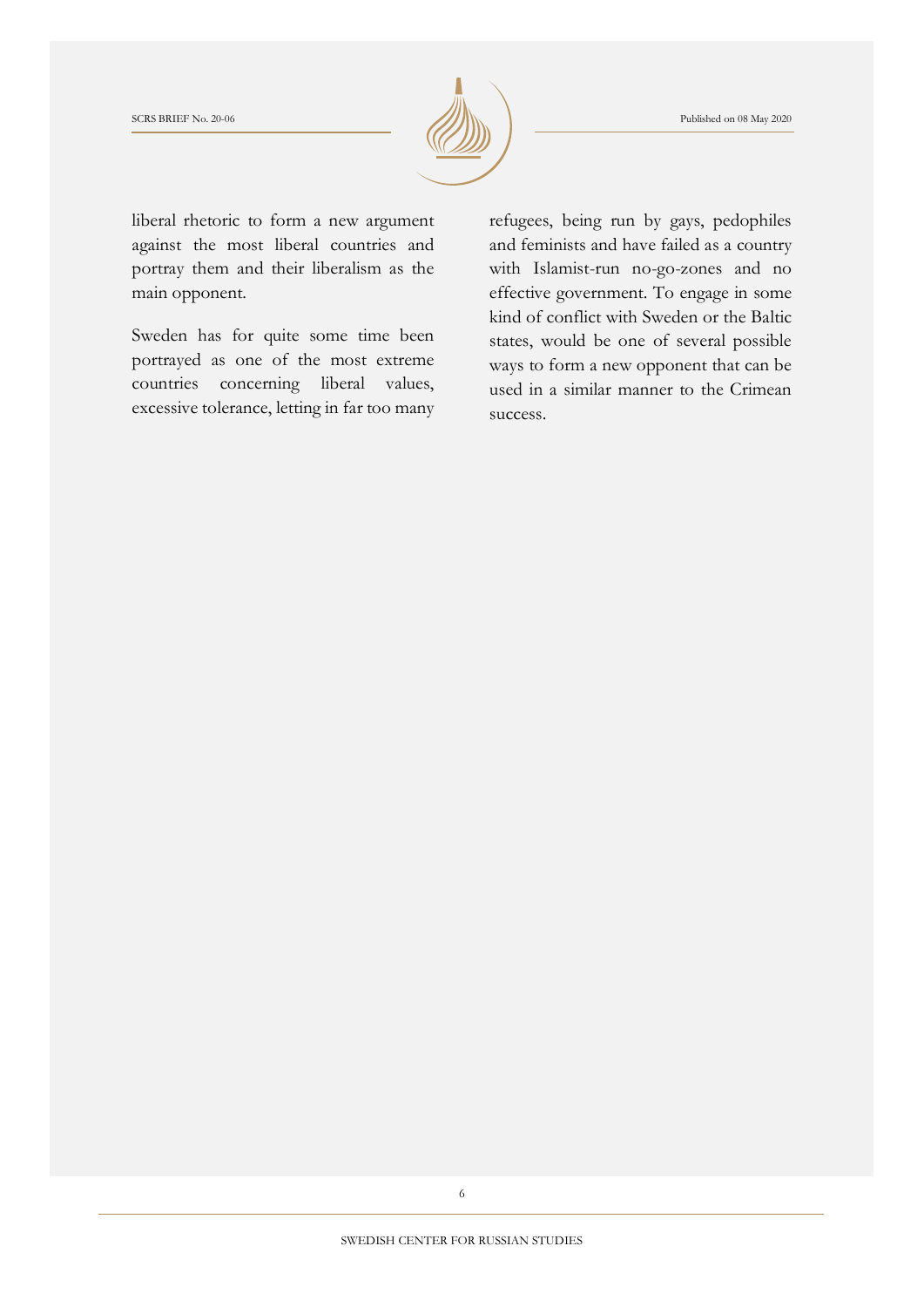liberal rhetoric to form a new argument against the most liberal countries and portray them and their liberalism as the main opponent.

Sweden has for quite some time been portrayed as one of the most extreme countries concerning liberal values, excessive tolerance, letting in far too many refugees, being run by gays, pedophiles and feminists and have failed as a country with Islamist-run no-go-zones and no effective government. To engage in some kind of conflict with Sweden or the Baltic states, would be one of several possible ways to form a new opponent that can be used in a similar manner to the Crimean success.